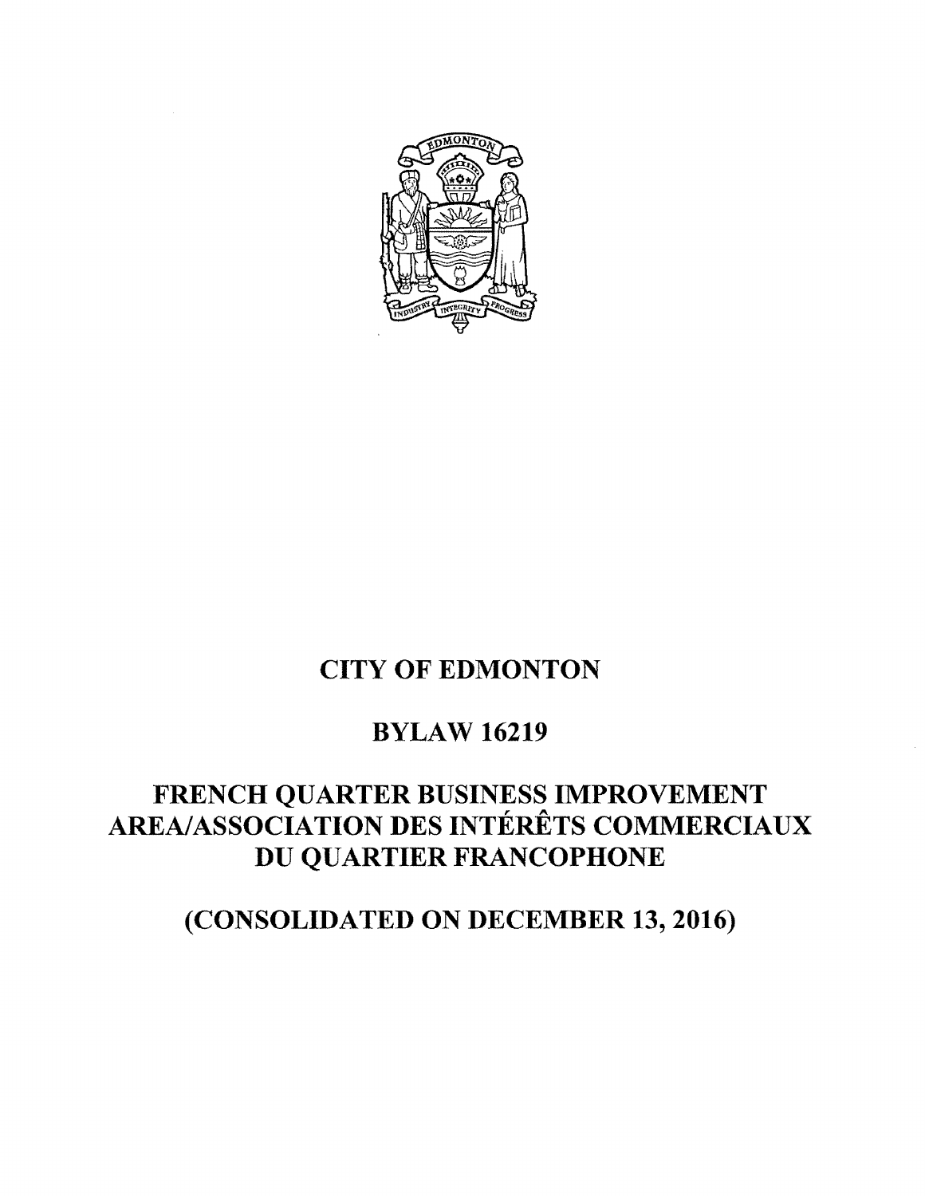# CITY OF EDMONTON

## BYLAW 16219

## FRENCH QUARTER BUSINESS IMPROVEMENT AREA/ASSOCIATION DES INTÉRÊTS COMMERCIAUX DU QUARTIER FRANCOPHONE

## (CONSOLIDATED ON DECEMBER 13, 2016)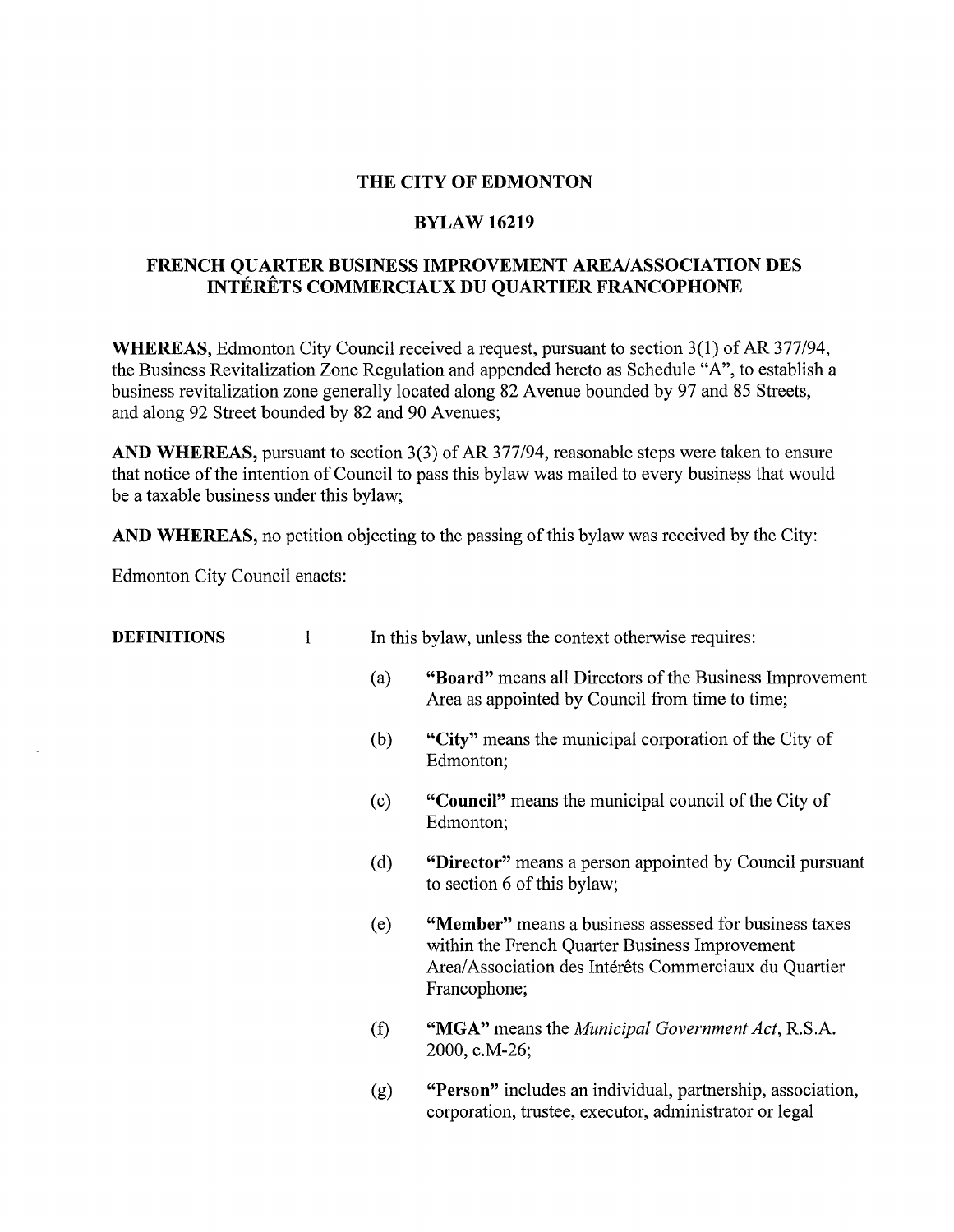# THE CITY OF EDMONTON

## BYLAW 16219

## FRENCH QUARTER BUSINESS IMPROVEMENT AREA/ASSOCIATION DES INTÉRÊTS COMMERCIAUX DU QUARTIER FRANCOPHONE

**WHEREAS,** Edmonton City Council received a request, pursuant to section 3(1) of AR 377/94, the Business Revitalization Zone Regulation and appended hereto as Schedule "A", to establish a business revitalization zone generally located along 82 Avenue bounded by 97 and 85 Streets, and along 92 Street bounded by 82 and 90 Avenues;

**AND WHEREAS,** pursuant to section 3(3) of AR 377/94, reasonable steps were taken to ensure that notice of the intention of Council to pass this bylaw was mailed to every business that would be a taxable business under this bylaw;

**AND WHEREAS,** no petition objecting to the passing of this bylaw was received by the City:

Edmonton City Council enacts:

**DEFINITIONS** 1 In this bylaw, unless the context otherwise requires:

(a) **"Board"** means all Directors of the Business Improvement Area as appointed by Council from time to time;

(b) **"City"** means the municipal corporation of the City of Edmonton;

(c) **"Council"** means the municipal council of the City of Edmonton;

(d) **"Director"** means a person appointed by Council pursuant to section 6 of this bylaw;

(e) **"Member"** means a business assessed for business taxes within the French Quarter Business Improvement Area/Association des Intérêts Commerciaux du Quartier Francophone;

(f) **"MGA"** means the *Municipal Government Act*, R.S.A. 2000, c.M-26;

(g) **"Person"** includes an individual, partnership, association, corporation, trustee, executor, administrator or legal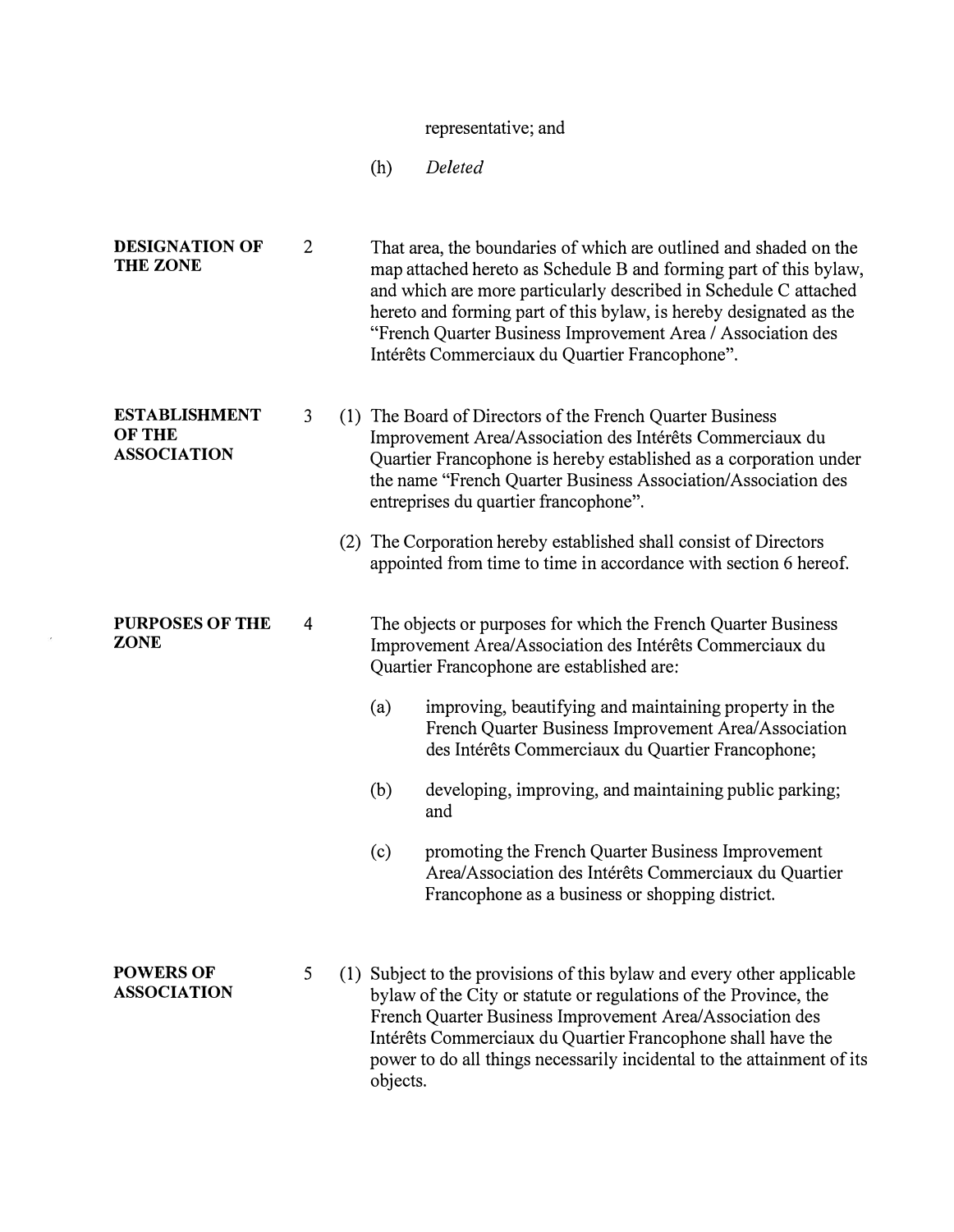representative; and

(h) *Deleted*

**DESIGNATION OF THE ZONE**

2 That area, the boundaries of which are outlined and shaded on the map attached hereto as Schedule B and forming part of this bylaw, and which are more particularly described in Schedule C attached hereto and forming part of this bylaw, is hereby designated as the "French Quarter Business Improvement Area / Association des Intérêts Commerciaux du Quartier Francophone".

**ESTABLISHMENT OF THE ASSOCIATION**

3 (1) The Board of Directors of the French Quarter Business Improvement Area/Association des Intérêts Commerciaux du Quartier Francophone is hereby established as a corporation under the name "French Quarter Business Association/Association des entreprises du quartier francophone".

(2) The Corporation hereby established shall consist of Directors appointed from time to time in accordance with section 6 hereof.

**PURPOSES OF THE ZONE**

4 The objects or purposes for which the French Quarter Business Improvement Area/Association des Intérêts Commerciaux du Quartier Francophone are established are:

(a) improving, beautifying and maintaining property in the French Quarter Business Improvement Area/Association des Intérêts Commerciaux du Quartier Francophone;

(b) developing, improving, and maintaining public parking; and

(c) promoting the French Quarter Business Improvement Area/Association des Intérêts Commerciaux du Quartier Francophone as a business or shopping district.

**POWERS OF ASSOCIATION**

5 (1) Subject to the provisions of this bylaw and every other applicable bylaw of the City or statute or regulations of the Province, the French Quarter Business Improvement Area/Association des Intérêts Commerciaux du Quartier Francophone shall have the power to do all things necessarily incidental to the attainment of its objects.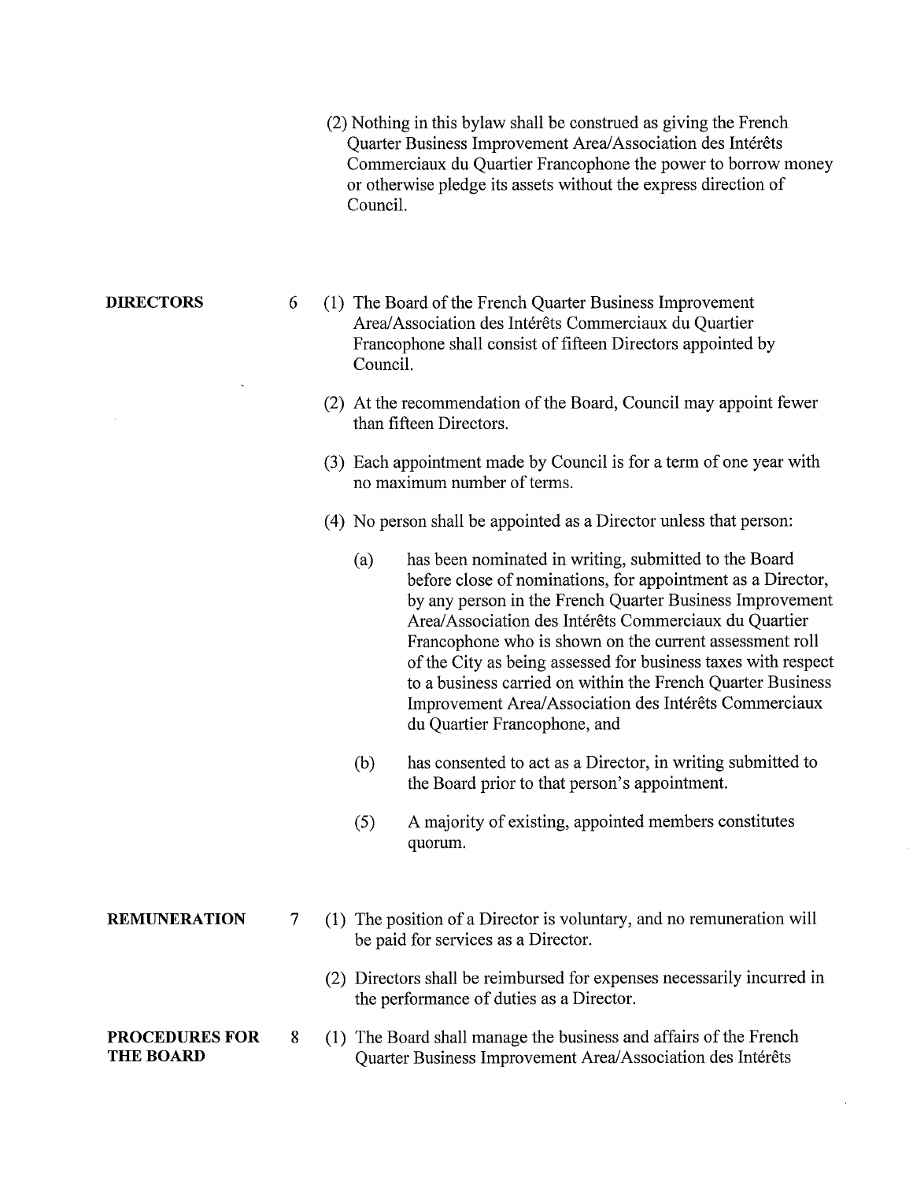(2) Nothing in this bylaw shall be construed as giving the French Quarter Business Improvement Area/Association des Intérêts Commerciaux du Quartier Francophone the power to borrow money or otherwise pledge its assets without the express direction of Council.

**DIRECTORS**

6 (1) The Board of the French Quarter Business Improvement Area/Association des Intérêts Commerciaux du Quartier Francophone shall consist of fifteen Directors appointed by Council.

(2) At the recommendation of the Board, Council may appoint fewer than fifteen Directors.

(3) Each appointment made by Council is for a term of one year with no maximum number of terms.

(4) No person shall be appointed as a Director unless that person:

(a) has been nominated in writing, submitted to the Board before close of nominations, for appointment as a Director, by any person in the French Quarter Business Improvement Area/Association des Intérêts Commerciaux du Quartier Francophone who is shown on the current assessment roll of the City as being assessed for business taxes with respect to a business carried on within the French Quarter Business Improvement Area/Association des Intérêts Commerciaux du Quartier Francophone, and

(b) has consented to act as a Director, in writing submitted to the Board prior to that person's appointment.

(5) A majority of existing, appointed members constitutes quorum.

**REMUNERATION**

7 (1) The position of a Director is voluntary, and no remuneration will be paid for services as a Director.

(2) Directors shall be reimbursed for expenses necessarily incurred in the performance of duties as a Director.

**PROCEDURES FOR THE BOARD**

8 (1) The Board shall manage the business and affairs of the French Quarter Business Improvement Area/Association des Intérêts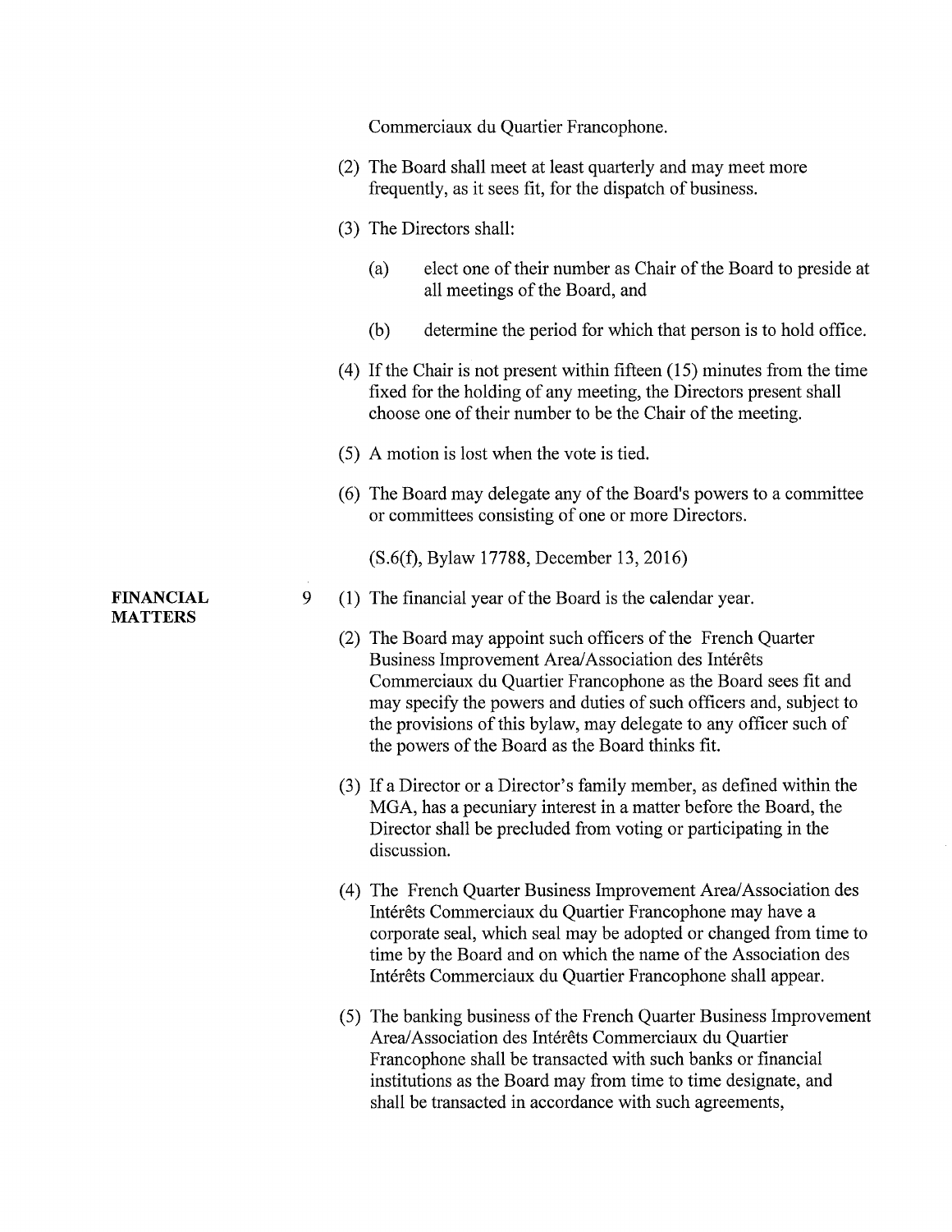Commerciaux du Quartier Francophone.

(2) The Board shall meet at least quarterly and may meet more frequently, as it sees fit, for the dispatch of business.

(3) The Directors shall:

(a) elect one of their number as Chair of the Board to preside at all meetings of the Board, and

(b) determine the period for which that person is to hold office.

(4) If the Chair is not present within fifteen (15) minutes from the time fixed for the holding of any meeting, the Directors present shall choose one of their number to be the Chair of the meeting.

(5) A motion is lost when the vote is tied.

(6) The Board may delegate any of the Board's powers to a committee or committees consisting of one or more Directors.

(S.6(f), Bylaw 17788, December 13, 2016)

**FINANCIAL MATTERS**

9 (1) The financial year of the Board is the calendar year.

(2) The Board may appoint such officers of the French Quarter Business Improvement Area/Association des Intérêts Commerciaux du Quartier Francophone as the Board sees fit and may specify the powers and duties of such officers and, subject to the provisions of this bylaw, may delegate to any officer such of the powers of the Board as the Board thinks fit.

(3) If a Director or a Director's family member, as defined within the MGA, has a pecuniary interest in a matter before the Board, the Director shall be precluded from voting or participating in the discussion.

(4) The French Quarter Business Improvement Area/Association des Intérêts Commerciaux du Quartier Francophone may have a corporate seal, which seal may be adopted or changed from time to time by the Board and on which the name of the Association des Intérêts Commerciaux du Quartier Francophone shall appear.

(5) The banking business of the French Quarter Business Improvement Area/Association des Intérêts Commerciaux du Quartier Francophone shall be transacted with such banks or financial institutions as the Board may from time to time designate, and shall be transacted in accordance with such agreements,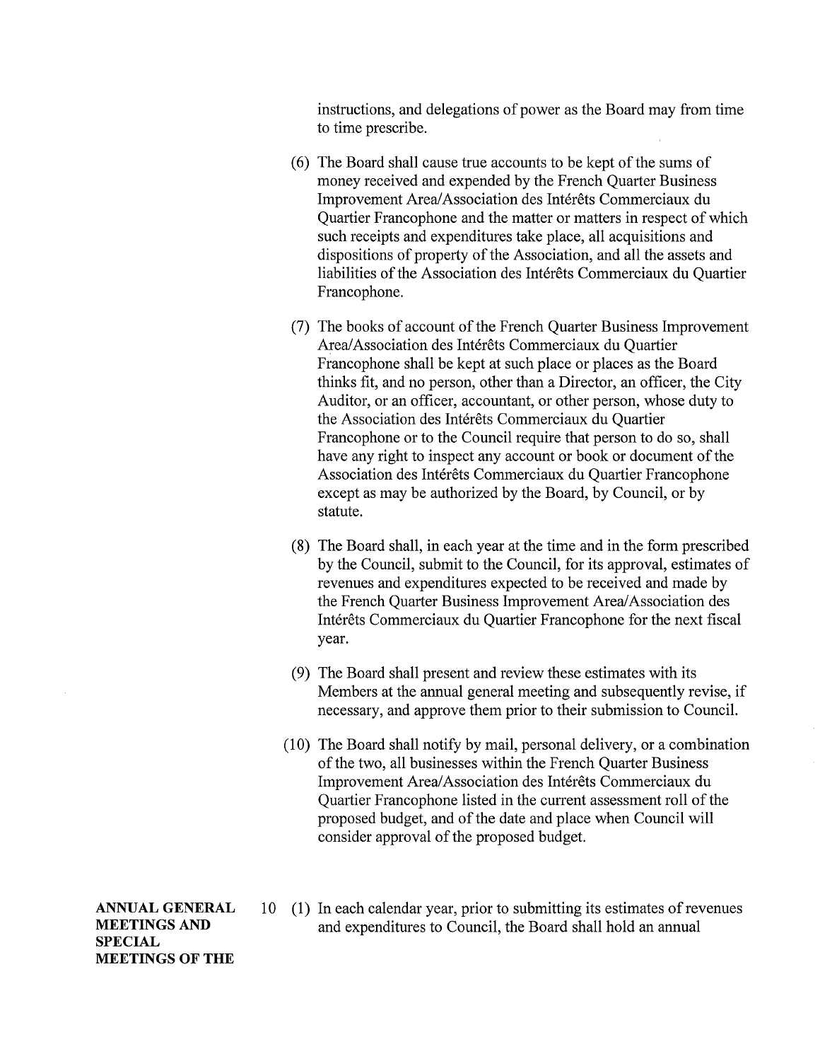instructions, and delegations of power as the Board may from time to time prescribe.

(6) The Board shall cause true accounts to be kept of the sums of money received and expended by the French Quarter Business Improvement Area/Association des Intérêts Commerciaux du Quartier Francophone and the matter or matters in respect of which such receipts and expenditures take place, all acquisitions and dispositions of property of the Association, and all the assets and liabilities of the Association des Intérêts Commerciaux du Quartier Francophone.

(7) The books of account of the French Quarter Business Improvement Area/Association des Intérêts Commerciaux du Quartier Francophone shall be kept at such place or places as the Board thinks fit, and no person, other than a Director, an officer, the City Auditor, or an officer, accountant, or other person, whose duty to the Association des Intérêts Commerciaux du Quartier Francophone or to the Council require that person to do so, shall have any right to inspect any account or book or document of the Association des Intérêts Commerciaux du Quartier Francophone except as may be authorized by the Board, by Council, or by statute.

(8) The Board shall, in each year at the time and in the form prescribed by the Council, submit to the Council, for its approval, estimates of revenues and expenditures expected to be received and made by the French Quarter Business Improvement Area/Association des Intérêts Commerciaux du Quartier Francophone for the next fiscal year.

(9) The Board shall present and review these estimates with its Members at the annual general meeting and subsequently revise, if necessary, and approve them prior to their submission to Council.

(10) The Board shall notify by mail, personal delivery, or a combination of the two, all businesses within the French Quarter Business Improvement Area/Association des Intérêts Commerciaux du Quartier Francophone listed in the current assessment roll of the proposed budget, and of the date and place when Council will consider approval of the proposed budget.

**ANNUAL GENERAL MEETINGS AND SPECIAL MEETINGS OF THE**

10 (1) In each calendar year, prior to submitting its estimates of revenues and expenditures to Council, the Board shall hold an annual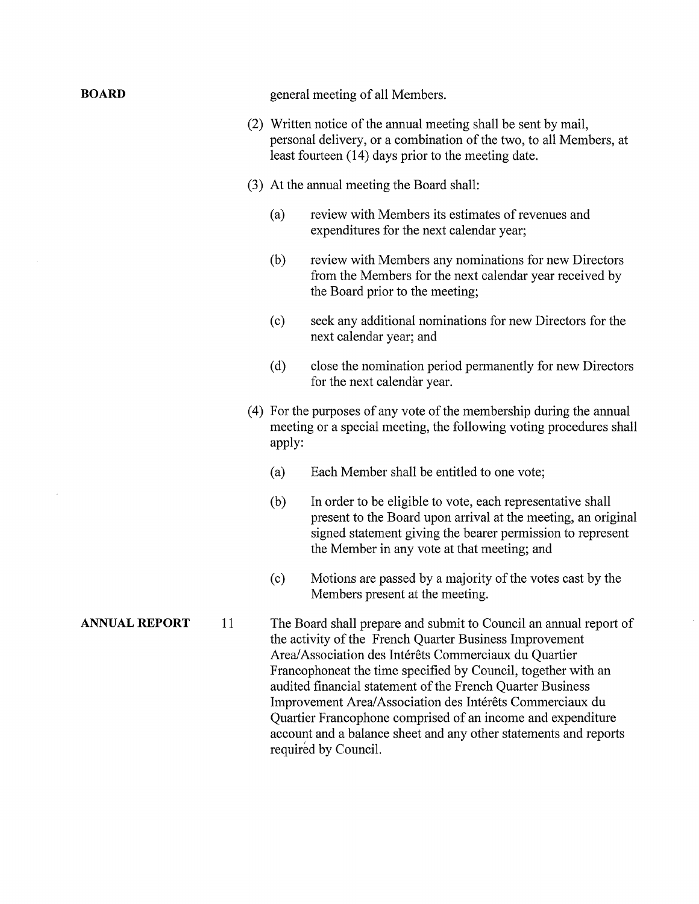**BOARD**

general meeting of all Members.

(2) Written notice of the annual meeting shall be sent by mail, personal delivery, or a combination of the two, to all Members, at least fourteen (14) days prior to the meeting date.

(3) At the annual meeting the Board shall:

- (a) review with Members its estimates of revenues and expenditures for the next calendar year;
- (b) review with Members any nominations for new Directors from the Members for the next calendar year received by the Board prior to the meeting;
- (c) seek any additional nominations for new Directors for the next calendar year; and
- (d) close the nomination period permanently for new Directors for the next calendar year.

(4) For the purposes of any vote of the membership during the annual meeting or a special meeting, the following voting procedures shall apply:

- (a) Each Member shall be entitled to one vote;
- (b) In order to be eligible to vote, each representative shall present to the Board upon arrival at the meeting, an original signed statement giving the bearer permission to represent the Member in any vote at that meeting; and
- (c) Motions are passed by a majority of the votes cast by the Members present at the meeting.

**ANNUAL REPORT**

11 The Board shall prepare and submit to Council an annual report of the activity of the French Quarter Business Improvement Area/Association des Intérêts Commerciaux du Quartier Francophoneat the time specified by Council, together with an audited financial statement of the French Quarter Business Improvement Area/Association des Intérêts Commerciaux du Quartier Francophone comprised of an income and expenditure account and a balance sheet and any other statements and reports required by Council.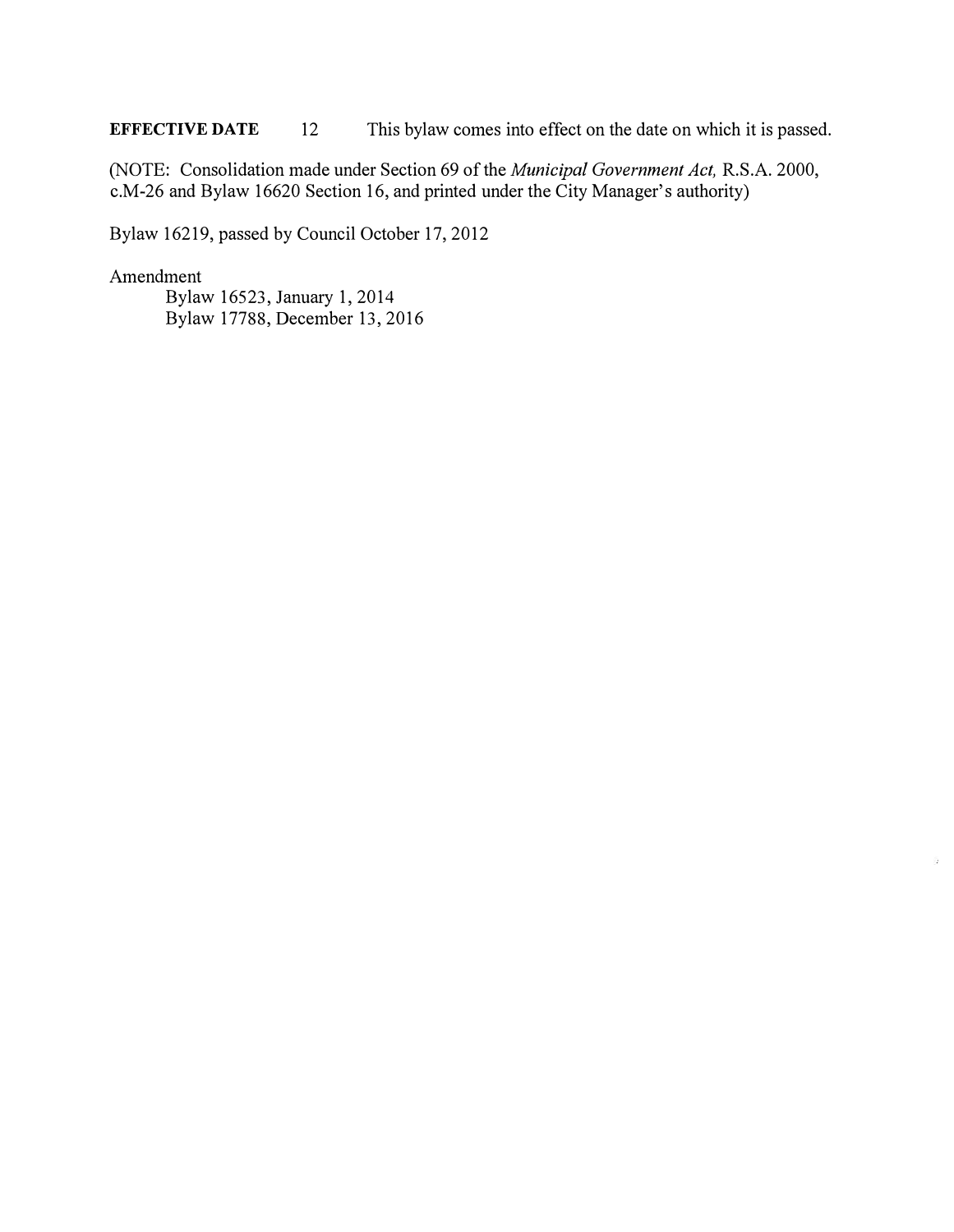**EFFECTIVE DATE** 12 This bylaw comes into effect on the date on which it is passed.

(NOTE: Consolidation made under Section 69 of the *Municipal Government Act,* R.S.A. 2000, c.M-26 and Bylaw 16620 Section 16, and printed under the City Manager's authority)

Bylaw 16219, passed by Council October 17, 2012

Amendment

Bylaw 16523, January 1, 2014
Bylaw 17788, December 13, 2016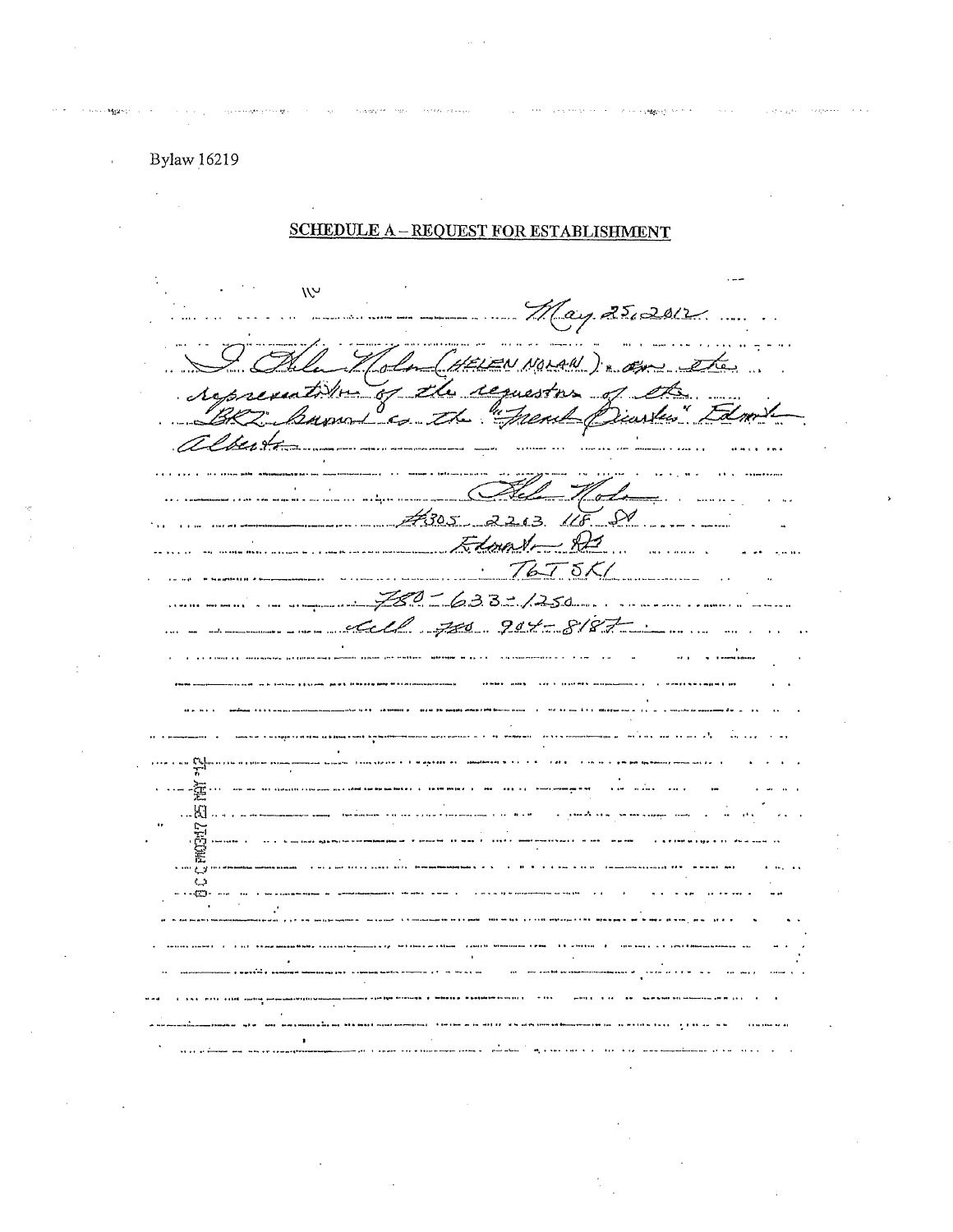Bylaw 16219

## SCHEDULE A – REQUEST FOR ESTABLISHMENT

May 25, 2012

I Helen Nolan (HELEN NOLAN), am the representative of the requestor of the BRZ known as the "French Quarter" Edmonton Alberta

Helen Nolan

#305 2263 118 St

Edmonton AB

T6J 5K1

780-633-1250

cell 780-904-8187

O C C PR03:47 25 MAY '12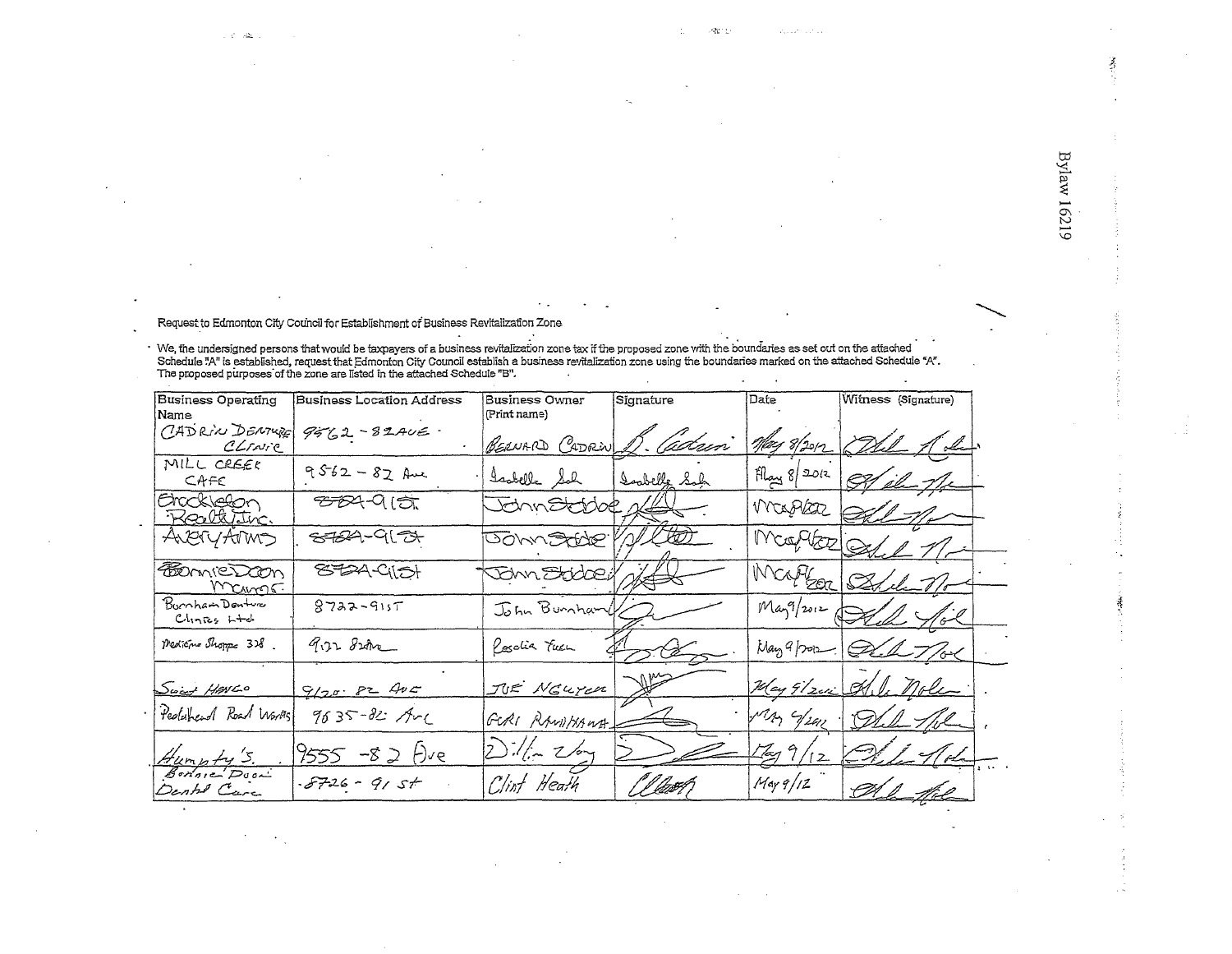Bylaw 16219

Request to Edmonton City Council for Establishment of Business Revitalization Zone

We, the undersigned persons that would be taxpayers of a business revitalization zone tax if the proposed zone with the boundaries as set out on the attached Schedule "A" is established, request that Edmonton City Council establish a business revitalization zone using the boundaries marked on the attached Schedule "A". The proposed purposes of the zone are listed in the attached Schedule "B".

| Business Operating Name | Business Location Address | Business Owner (Print name) | Signature | Date | Witness (Signature) |
|---|---|---|---|---|---|
| CADRIN DENTURE CLINIC | 9562 - 82 AVE | BERNARD CADRIN | B. Cadrin | May 8/2012 | [signature] |
| MILL CREEK CAFE | 9562 - 82 Ave | Isabelle Soh | Isabelle Soh | May 8/2012 | [signature] |
| Brockleton Realty Inc. | 8724-91 St. | John Stobbe | [signature] | May 9/2012 | [signature] |
| Avery Arms | 8724-91 St | John Stobbe | [signature] | May 9/2012 | [signature] |
| Bonnie Doon Manor | 8724-91 St | John Stobbe | [signature] | May 9/2012 | [signature] |
| Burnham Denture Clinics Ltd | 8722-91 ST | John Burnham | [signature] | May 9/2012 | [signature] |
| Medicine Shoppe 328 | 9122 82 Ave | Rosalia Yuen | [signature] | May 9/2012 | [signature] |
| Sweet HANCO | 9120 82 AVE | JOE NGUYEN | [signature] | May 9/2012 | [signature] |
| Pedalhead Road Works | 9635-82 Ave | GERI RANDHAWA | [signature] | May 9/2012 | [signature] |
| Humpty's | 9555 -82 Ave | Dillin Wong | [signature] | May 9/12 | [signature] |
| Bonnie Doon Dental Care | 8726 - 91 St | Clint Heath | [signature] | May 9/12 | [signature] |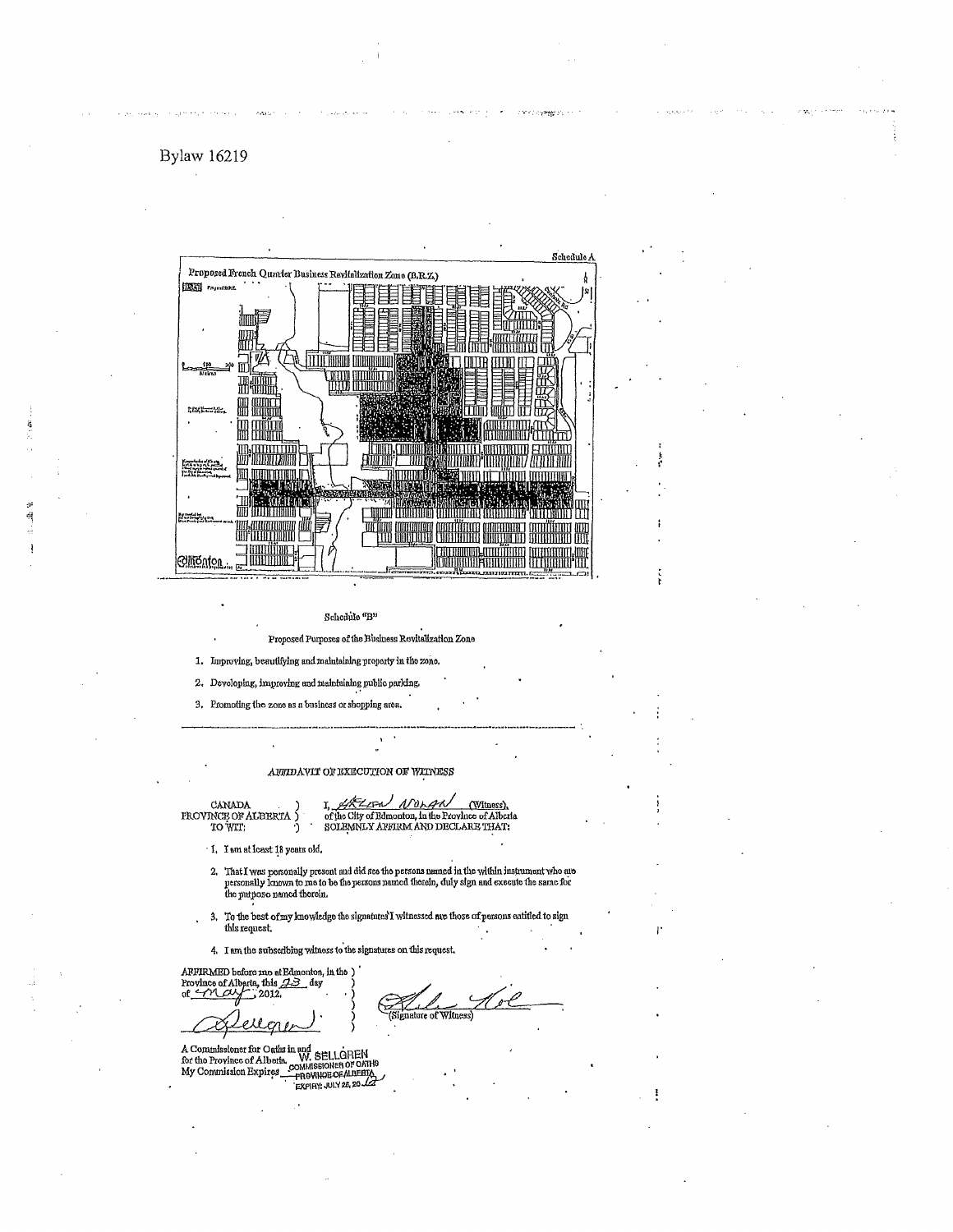Bylaw 16219

Schedule A

Proposed French Quarter Business Revitalization Zone (B.R.Z.)

Schedule "B"

Proposed Purposes of the Business Revitalization Zone

1. Improving, beautifying and maintaining property in the zone.
2. Developing, improving and maintaining public parking.
3. Promoting the zone as a business or shopping area.

---

*AFFIDAVIT OF EXECUTION OF WITNESS*

CANADA )
PROVINCE OF ALBERTA )
TO WIT: )

I, Arlen Nolan (Witness), of the City of Edmonton, in the Province of Alberta SOLEMNLY AFFIRM AND DECLARE THAT:

1. I am at least 18 years old.
2. That I was personally present and did see the persons named in the within instrument who are personally known to me to be the persons named therein, duly sign and execute the same for the purpose named therein.
3. To the best of my knowledge the signatures I witnessed are those of persons entitled to sign this request.
4. I am the subscribing witness to the signatures on this request.

AFFIRMED before me at Edmonton, in the Province of Alberta, this 23 day of May, 2012.

(Signature of Witness)

A Commissioner for Oaths in and for the Province of Alberta.
My Commission Expires

W. SELLGREN
COMMISSIONER OF OATHS
PROVINCE OF ALBERTA
EXPIRY: JULY 25, 20 12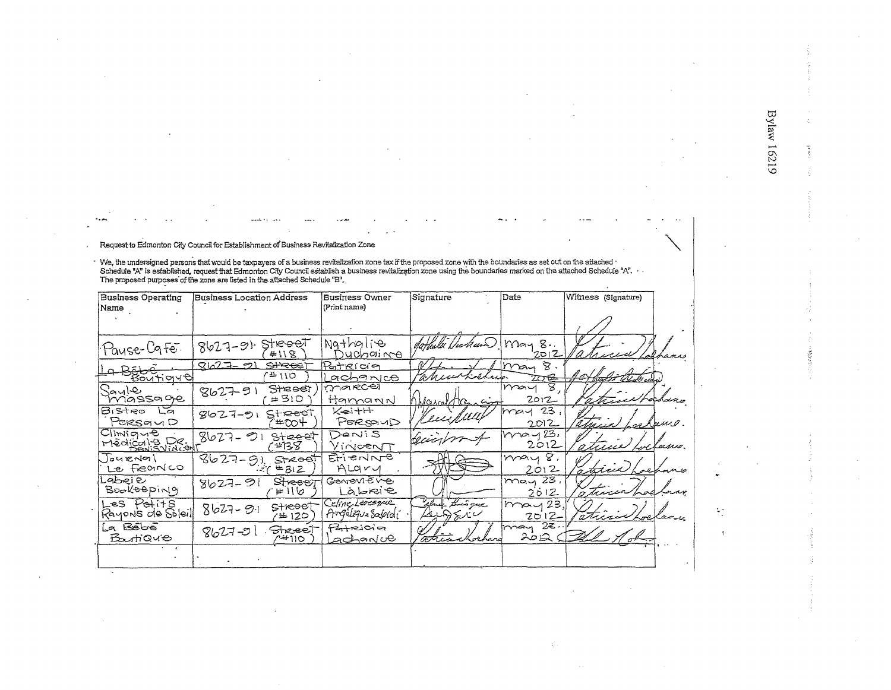Request to Edmonton City Council for Establishment of Business Revitalization Zone

We, the undersigned persons that would be taxpayers of a business revitalization zone tax if the proposed zone with the boundaries as set out on the attached Schedule "A" is established, request that Edmonton City Council establish a business revitalization zone using the boundaries marked on the attached Schedule "A". The proposed purposes of the zone are listed in the attached Schedule "B".

| Business Operating Name | Business Location Address | Business Owner (Print name) | Signature | Date | Witness (Signature) |
|---|---|---|---|---|---|
| Pause-Café | 8627-91 Street (#118) | Nathalie Duchaine | *(signature)* | May 8, 2012 | *(signature)* |
| La Bébé Boutique | 8627-91 Street (#110) | Patricia Lachance | *(signature)* | May 8, 2012 | *(signature)* |
| Saule Massage | 8627-91 Street (#310) | Marcel Hamann | *(signature)* | May 8, 2012 | *(signature)* |
| Bistro La Persaud | 8627-91 Street (#004) | Keith Persaud | *(signature)* | May 23, 2012 | *(signature)* |
| Clinique Médicale Dr. Denis Vincent | 8627-91 Street (#138) | Denis Vincent | *(signature)* | May 23, 2012 | *(signature)* |
| Journal Le Franco | 8627-91 Street (#312) | Etienne Alary | *(signature)* | May 8, 2012 | *(signature)* |
| Labeie Bookkeeping | 8627-91 Street (#116) | Genevieve Labbie | *(signature)* | May 23, 2012 | *(signature)* |
| Les Petits Rayons de Soleil | 8627-91 Street (#120) | Céline Lévesque, Angélique Saporali | *(signature)* | May 23, 2012 | *(signature)* |
| La Bébé Boutique | 8627-91 Street (#110) | Patricia Lachance | *(signature)* | May 23, 2012 | *(signature)* |
| | | | | | |

Bylaw 16219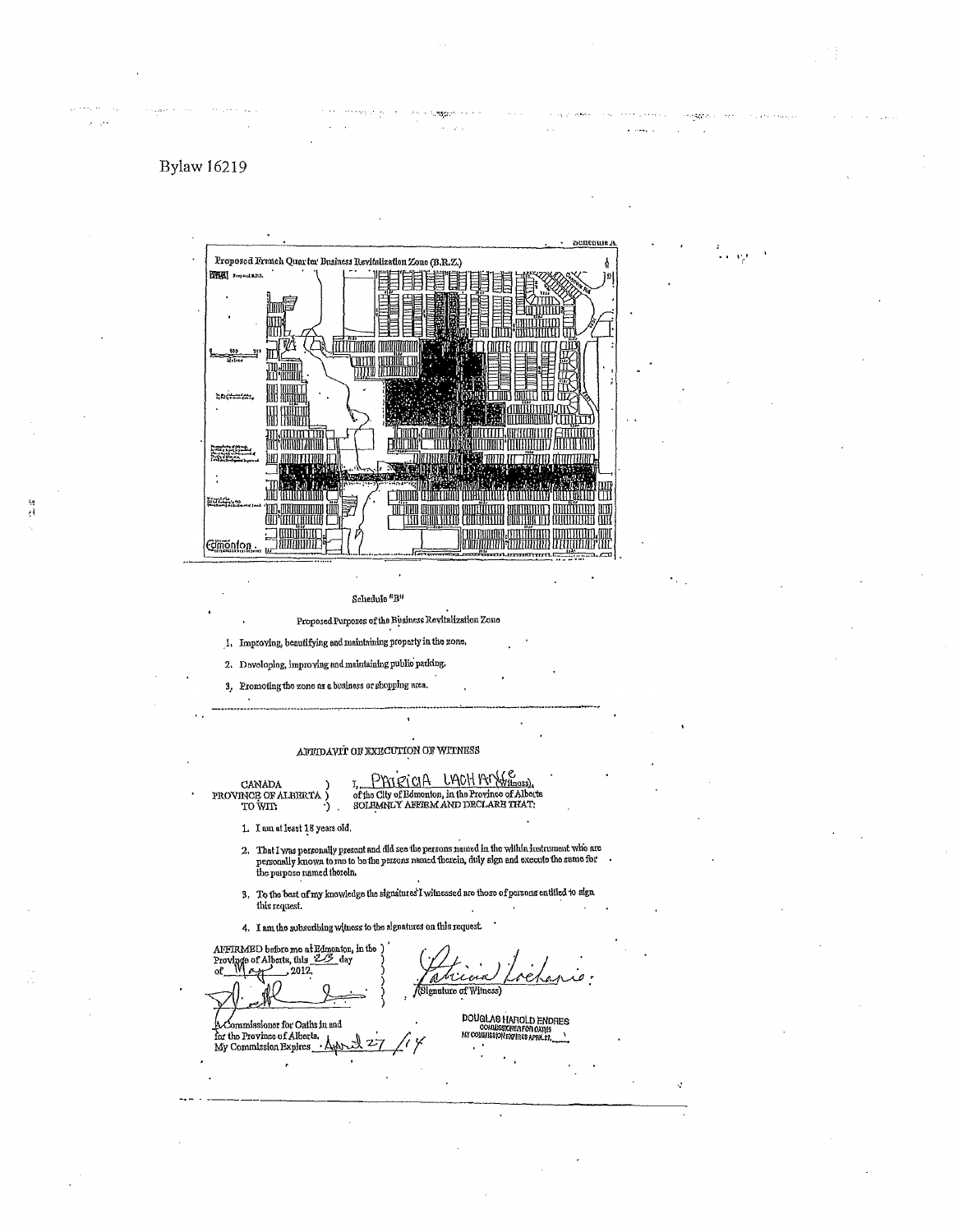Bylaw 16219

Schedule A

Proposed French Quarter Business Revitalization Zone (B.R.Z.)

Schedule "B"

Proposed Purposes of the Business Revitalization Zone

1. Improving, beautifying and maintaining property in the zone.
2. Developing, improving and maintaining public parking.
3. Promoting the zone as a business or shopping area.

---

AFFIDAVIT OF EXECUTION OF WITNESS

CANADA )
PROVINCE OF ALBERTA )
TO WIT: )

I, PATRICIA LACHANCE (Witness), of the City of Edmonton, in the Province of Alberta SOLEMNLY AFFIRM AND DECLARE THAT:

1. I am at least 18 years old.
2. That I was personally present and did see the persons named in the within instrument who are personally known to me to be the persons named therein, duly sign and execute the same for the purpose named therein.
3. To the best of my knowledge the signatures I witnessed are those of persons entitled to sign this request.
4. I am the subscribing witness to the signatures on this request.

AFFIRMED before me at Edmonton, in the Province of Alberta, this 23 day of May, 2012.

(Signature of Witness)

A Commissioner for Oaths in and for the Province of Alberta.
My Commission Expires April 27/14

DOUGLAS HAROLD ENDRES
COMMISSIONER FOR OATHS
MY COMMISSION EXPIRES APRIL 27,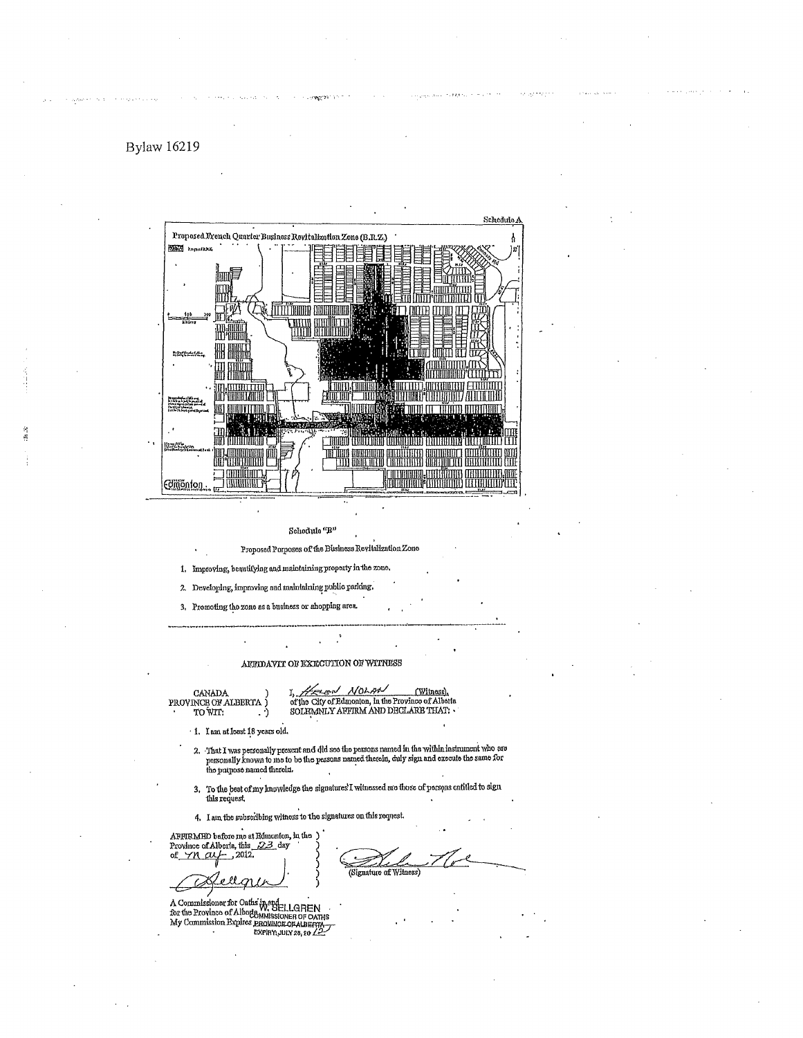# Bylaw 16219

Schedule A

Proposed French Quarter Business Revitalization Zone (B.R.Z.)

Schedule "B"

Proposed Purposes of the Business Revitalization Zone

1. Improving, beautifying and maintaining property in the zone.
2. Developing, improving and maintaining public parking.
3. Promoting the zone as a business or shopping area.

---

## AFFIDAVIT OF EXECUTION OF WITNESS

CANADA )
PROVINCE OF ALBERTA )
TO WIT: )

I, HELEN NOLAN (Witness), of the City of Edmonton, in the Province of Alberta SOLEMNLY AFFIRM AND DECLARE THAT:

1. I am at least 18 years old.
2. That I was personally present and did see the persons named in the within instrument who are personally known to me to be the persons named therein, duly sign and execute the same for the purpose named therein.
3. To the best of my knowledge the signatures I witnessed are those of persons entitled to sign this request.
4. I am the subscribing witness to the signatures on this request.

AFFIRMED before me at Edmonton, in the Province of Alberta, this 23 day of May, 2012.

(Signature of Witness)

A Commissioner for Oaths in and for the Province of Alberta
W. SELLGREN
COMMISSIONER OF OATHS
My Commission Expires PROVINCE OF ALBERTA
EXPIRY JULY 28, 2012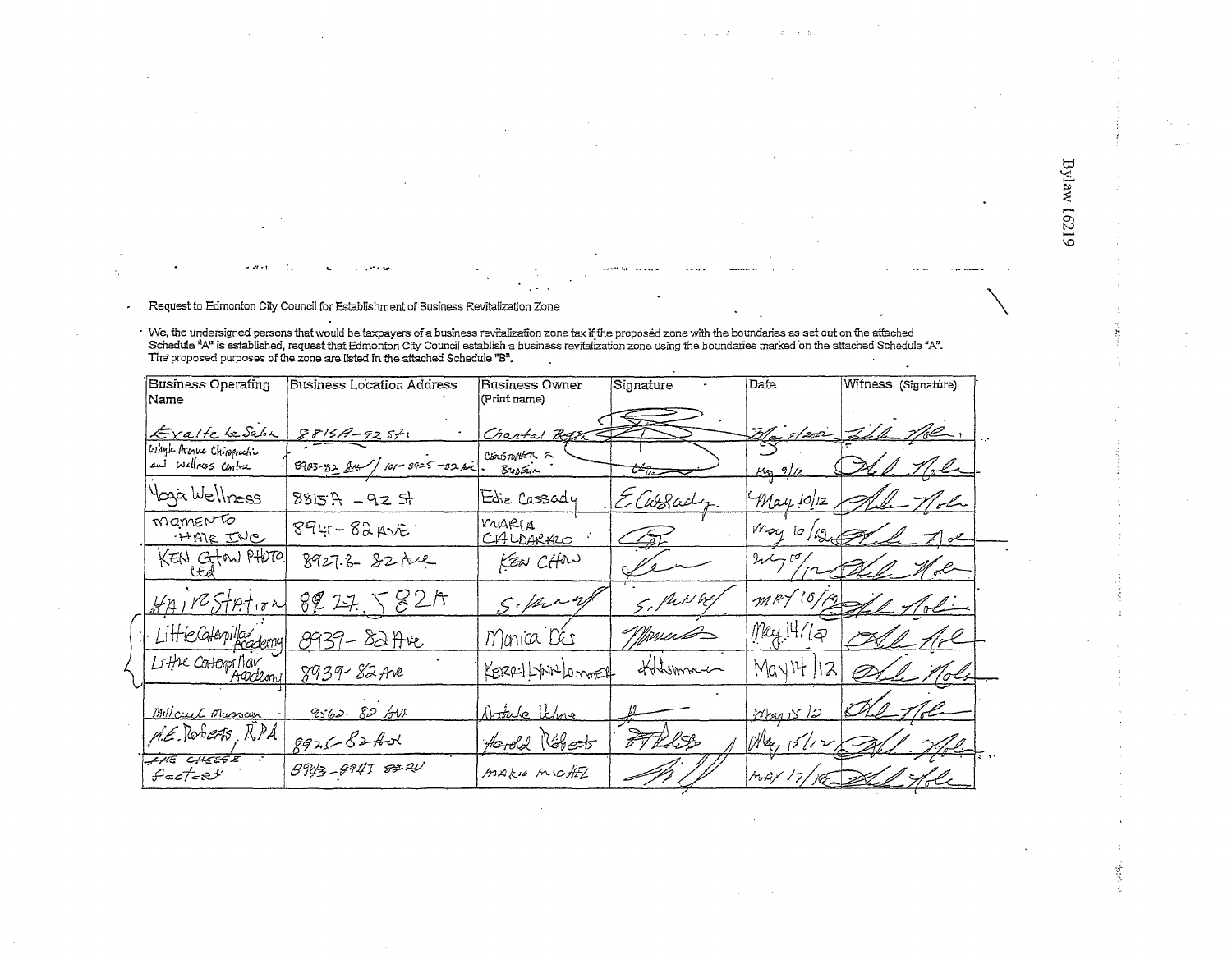Request to Edmonton City Council for Establishment of Business Revitalization Zone

We, the undersigned persons that would be taxpayers of a business revitalization zone tax if the proposed zone with the boundaries as set out on the attached Schedule "A" is established, request that Edmonton City Council establish a business revitalization zone using the boundaries marked on the attached Schedule "A". The proposed purposes of the zone are listed in the attached Schedule "B".

| Business Operating Name | Business Location Address | Business Owner (Print name) | Signature | Date | Witness (Signature) |
|---|---|---|---|---|---|
| Exalte Le Salon | 8815A-92 St | Chantal Bogie | | May 8/2012 | |
| Whyte Avenue Chiropractic and Wellness Centre | 8903-82 Ave / 101-8925-82 Ave | Christopher R Bredin | | May 9/12 | |
| Yoga Wellness | 8815A -92 St | Edie Cassady | E Cassady | May 10/12 | |
| Momento Hair Inc | 8941-82 Ave | Maria Caldarazo | | May 10/12 | |
| Ken Chow Photo Ltd | 8927-B 82 Ave | Ken Chow | | May 10/12 | |
| Hair Station | 8927 82A | S. | S. | May 10/12 | |
| Little Caterpillar Academy | 8939-82 Ave | Monica Dis | | May 14/12 | |
| Little Caterpillar Academy | 8939-82 Ave | Kerri Lynn Lommer | | May 14/12 | |
| Millcreek Museum | 9562-82 Ave | Natalie Uhre | | May 15/12 | |
| A.E. Roberts, RPA | 8925-82 Ave | Harold Roberts | | May 15/12 | |
| The Cheese Factory | 8943-8947 82 Av | Mario Michel | | May 17/12 | |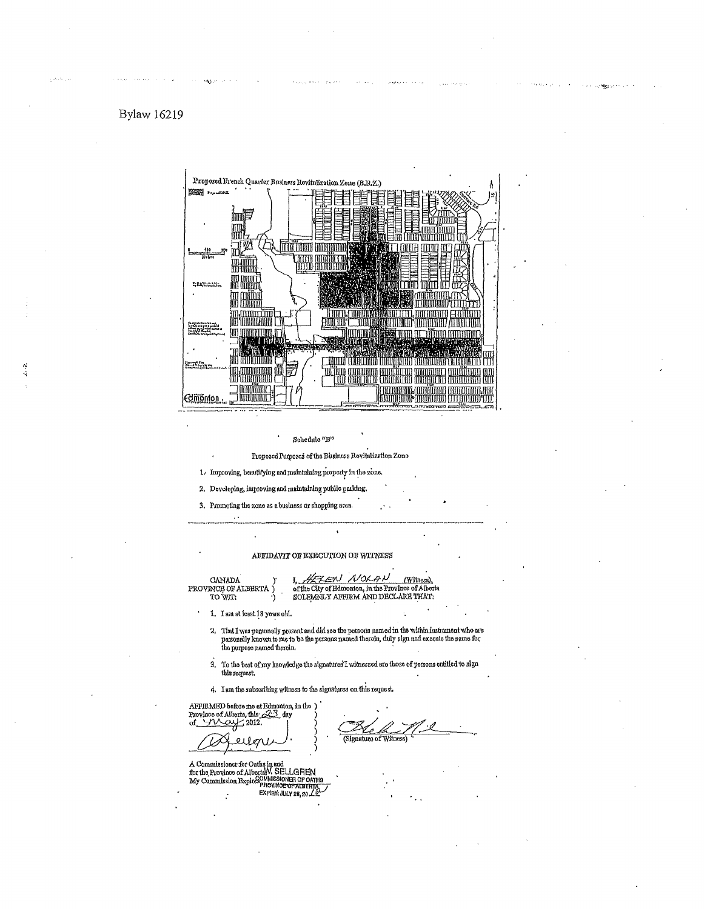Bylaw 16219

Proposed French Quarter Business Revitalization Zone (B.R.Z.)

Schedule "B"

Proposed Purposes of the Business Revitalization Zone

1. Improving, beautifying and maintaining property in the zone.
2. Developing, improving and maintaining public parking.
3. Promoting the zone as a business or shopping area.

---

AFFIDAVIT OF EXECUTION OF WITNESS

CANADA )
PROVINCE OF ALBERTA )
TO WIT: )

I, HELEN NOLAN (Witness), of the City of Edmonton, in the Province of Alberta SOLEMNLY AFFIRM AND DECLARE THAT:

1. I am at least 18 years old.
2. That I was personally present and did see the persons named in the within instrument who are personally known to me to be the persons named therein, duly sign and execute the same for the purpose named therein.
3. To the best of my knowledge the signatures I witnessed are those of persons entitled to sign this request.
4. I am the subscribing witness to the signatures on this request.

AFFIRMED before me at Edmonton, in the Province of Alberta, this 23 day of May, 2012.

(Signature of Witness)

A Commissioner for Oaths in and for the Province of Alberta
W. SELLGREN
COMMISSIONER OF OATHS
PROVINCE OF ALBERTA
My Commission Expires EXPIRY: JULY 25, 20 12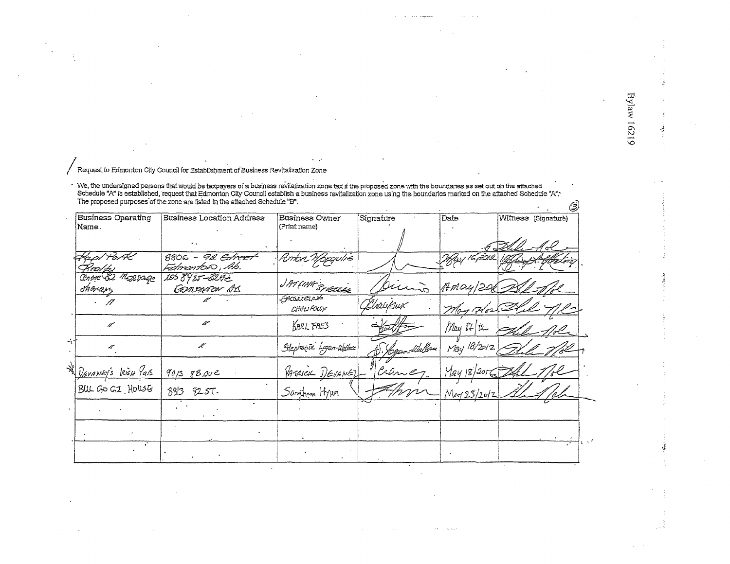Request to Edmonton City Council for Establishment of Business Revitalization Zone

We, the undersigned persons that would be taxpayers of a business revitalization zone tax if the proposed zone with the boundaries as set out on the attached Schedule "A" is established, request that Edmonton City Council establish a business revitalization zone using the boundaries marked on the attached Schedule "A". The proposed purposes of the zone are listed in the attached Schedule "B".

| Business Operating Name. | Business Location Address | Business Owner (Print name) | Signature | Date | Witness (Signature) |
|---|---|---|---|---|---|
| Capl Park Realty | 8806 - 92 Street Edmonton, Ab. | Anton Margulis | | May 16, 2012 | |
| Centre 82 Massage therapy | 105 8925 - 82 Ave Edmonton AB | JANINA SYBECKA | | 17 May/2012 | |
| " | " | JACQUELINE CHALIFOUX | Chalifoux | May 18/12 | |
| " | " | KARL FAES | | May 17/12 | |
| " | " | Stephanie Logan-Wallace | S. Logan-Wallace | May 18/2012 | |
| DEVANEY'S IRISH PUB | 9013 88 AVE | PATRICK DEVANEY | | May 18/2012 | |
| BUL GO GI HOUSE | 8813 92 ST. | Sanghoon Hyun | | May 23/2012 | |
| | | | | | |
| | | | | | |
| | | | | | |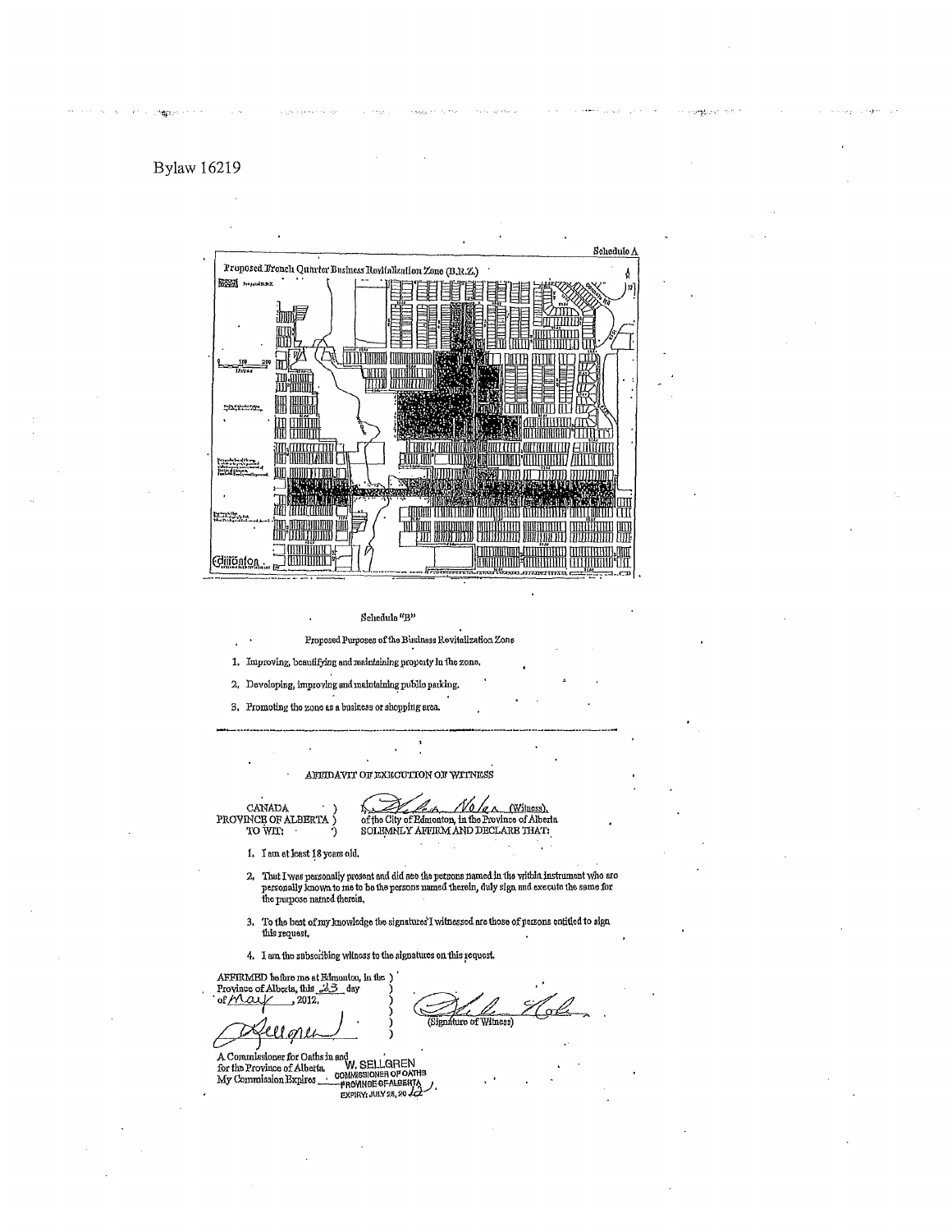# Bylaw 16219

Schedule A

Proposed French Quarter Business Revitalization Zone (B.R.Z.)

Schedule "B"

Proposed Purposes of the Business Revitalization Zone

1. Improving, beautifying and maintaining property in the zone.
2. Developing, improving and maintaining public parking.
3. Promoting the zone as a business or shopping area.

---

AFFIDAVIT OF EXECUTION OF WITNESS

CANADA )
PROVINCE OF ALBERTA )
TO WIT: )

I, Helen Nolan (Witness), of the City of Edmonton, in the Province of Alberta SOLEMNLY AFFIRM AND DECLARE THAT:

1. I am at least 18 years old.
2. That I was personally present and did see the persons named in the within instrument who are personally known to me to be the persons named therein, duly sign and execute the same for the purpose named therein.
3. To the best of my knowledge the signatures I witnessed are those of persons entitled to sign this request.
4. I am the subscribing witness to the signatures on this request.

AFFIRMED before me at Edmonton, in the Province of Alberta, this 23 day of May, 2012.

(Signature of Witness)

A Commissioner for Oaths in and for the Province of Alberta. My Commission Expires

W. SELLGREN
COMMISSIONER OF OATHS
PROVINCE OF ALBERTA
EXPIRY: JULY 26, 20 12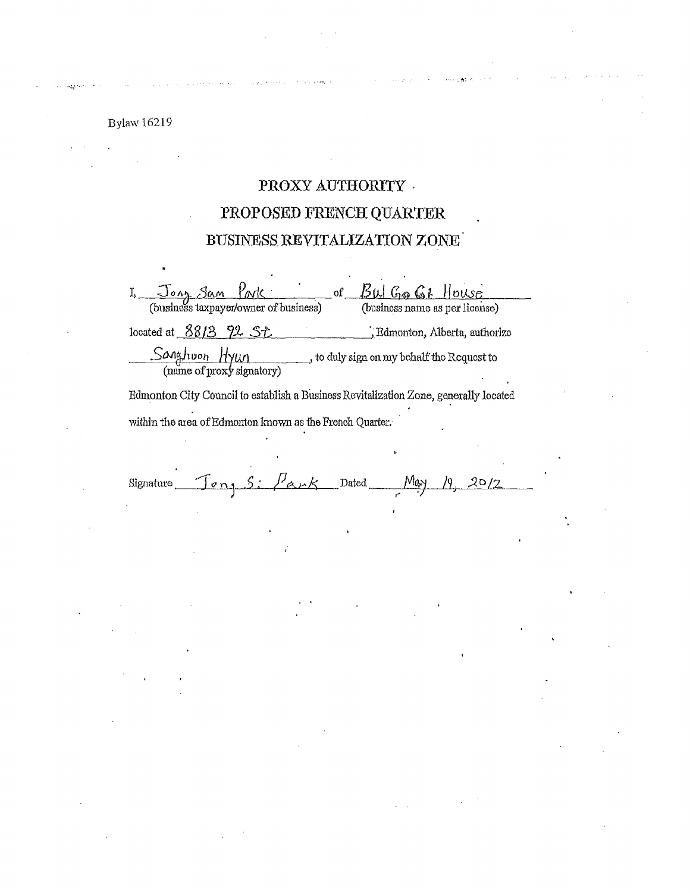Bylaw 16219

# PROXY AUTHORITY

# PROPOSED FRENCH QUARTER

# BUSINESS REVITALIZATION ZONE

I, Jong Sam Park (business taxpayer/owner of business) of Bul Go Gi House (business name as per license) located at 8813 92 St, Edmonton, Alberta, authorize Sanghoon Hyun (name of proxy signatory), to duly sign on my behalf the Request to Edmonton City Council to establish a Business Revitalization Zone, generally located within the area of Edmonton known as the French Quarter.

Signature Jong S. Park Dated May 19, 2012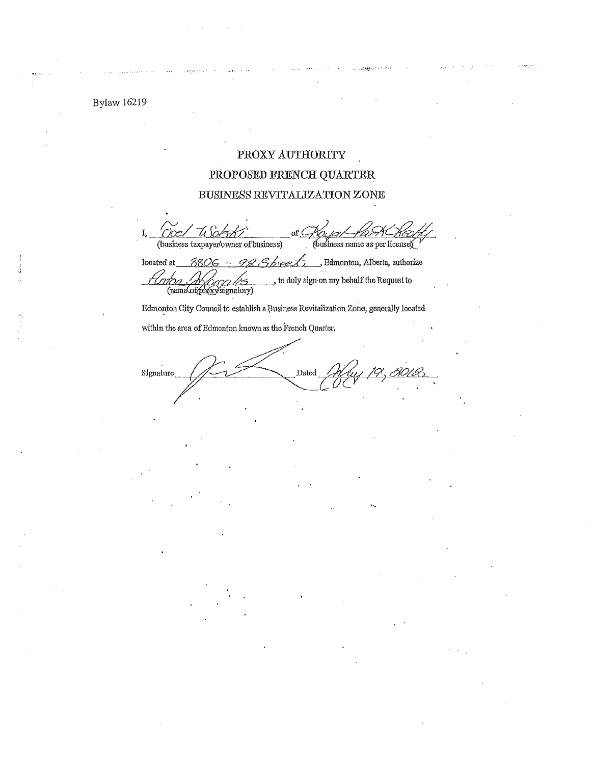Bylaw 16219

# PROXY AUTHORITY

## PROPOSED FRENCH QUARTER

## BUSINESS REVITALIZATION ZONE

I, Joel Wolski (business taxpayer/owner of business) of Royal Park Realty (business name as per license) located at 8806 - 92 Street, Edmonton, Alberta, authorize Anton Moraitis (name of proxy signatory), to duly sign on my behalf the Request to Edmonton City Council to establish a Business Revitalization Zone, generally located within the area of Edmonton known as the French Quarter.

Signature ______________ Dated May 19, 2012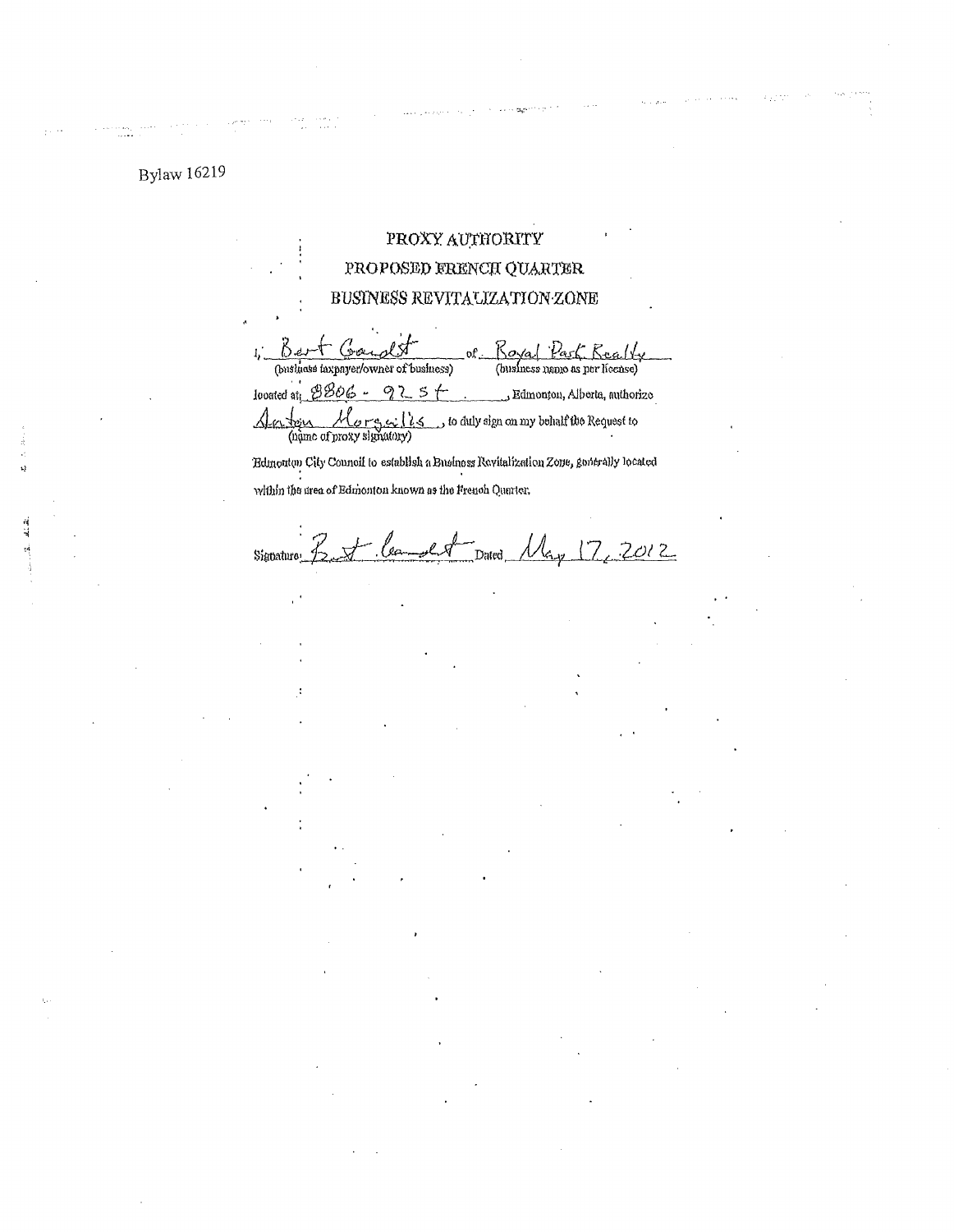Bylaw 16219

# PROXY AUTHORITY
# PROPOSED FRENCH QUARTER
# BUSINESS REVITALIZATION ZONE

I, Bert Gaudet of Royal Park Realty
(business taxpayer/owner of business) (business name as per license)

located at 8806 - 92 St, Edmonton, Alberta, authorize

Anton Margeilis, to duly sign on my behalf the Request to
(name of proxy signatory)

Edmonton City Council to establish a Business Revitalization Zone, generally located within the area of Edmonton known as the French Quarter.

Signature: Bert Gaudet Dated May 17, 2012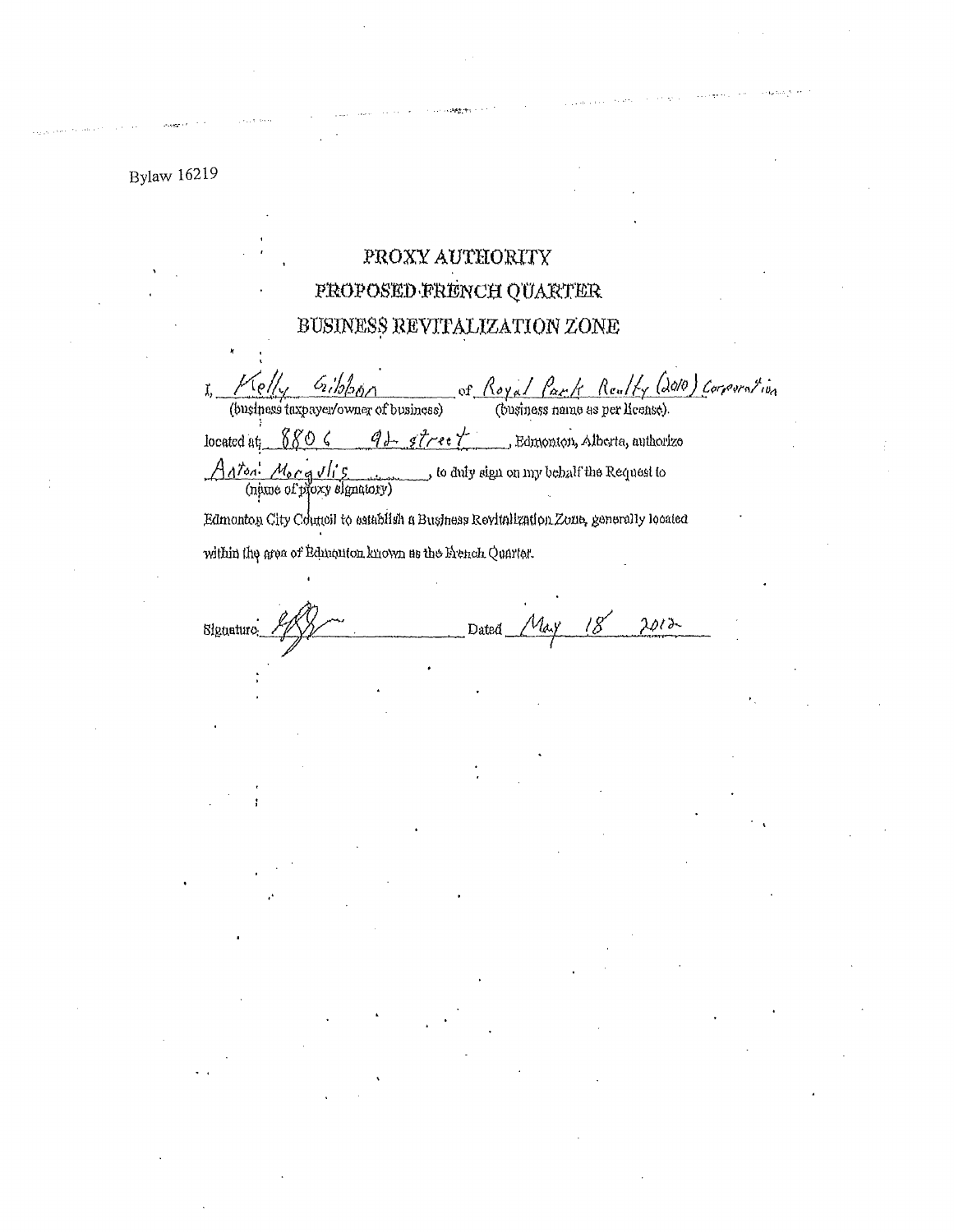Bylaw 16219

# PROXY AUTHORITY
# PROPOSED FRENCH QUARTER
# BUSINESS REVITALIZATION ZONE

I, Kelly Gibbon of Royal Park Realty (2010) Corporation
(business taxpayer/owner of business) (business name as per license).

located at 8806 92 street, Edmonton, Alberta, authorize

Anton Morgulis, to duly sign on my behalf the Request to
(name of proxy signatory)

Edmonton City Council to establish a Business Revitalization Zone, generally located within the area of Edmonton known as the French Quarter.

Signature: [signature] Dated May 18 2012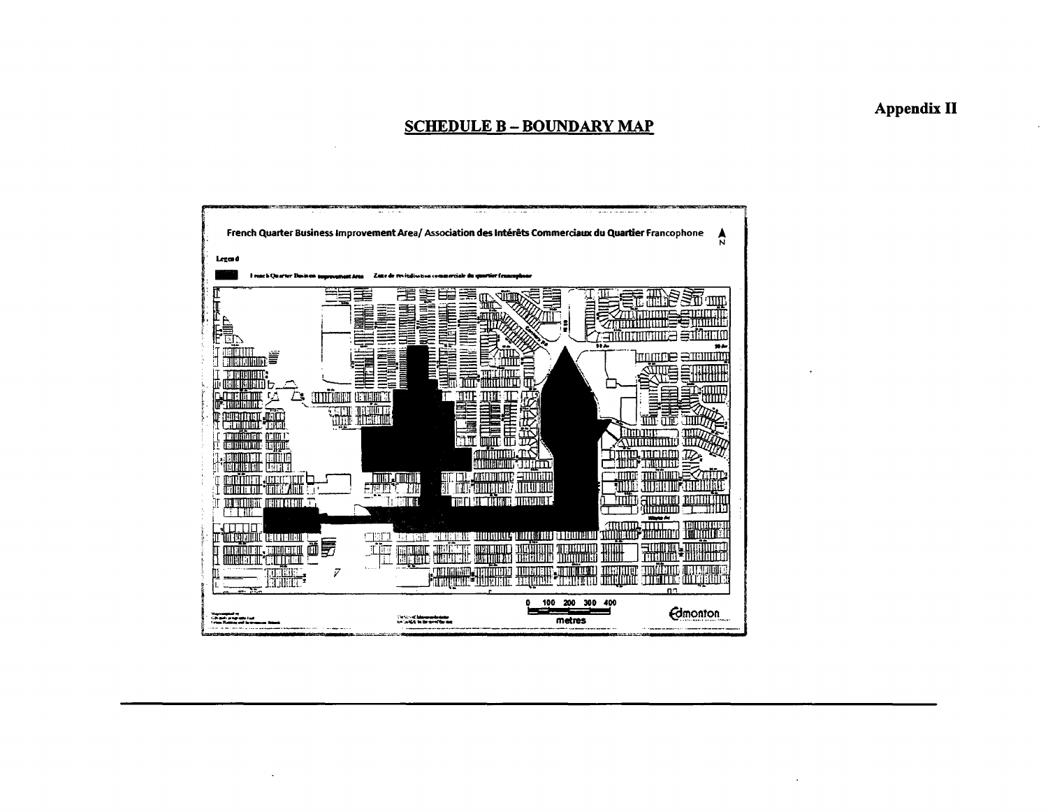Appendix II

# SCHEDULE B – BOUNDARY MAP

French Quarter Business Improvement Area/ Association des Intérêts Commerciaux du Quartier Francophone

Legend

French Quarter Business Improvement Area — Zone de revitalisation commerciale du quartier francophone

0 100 200 300 400

metres

Edmonton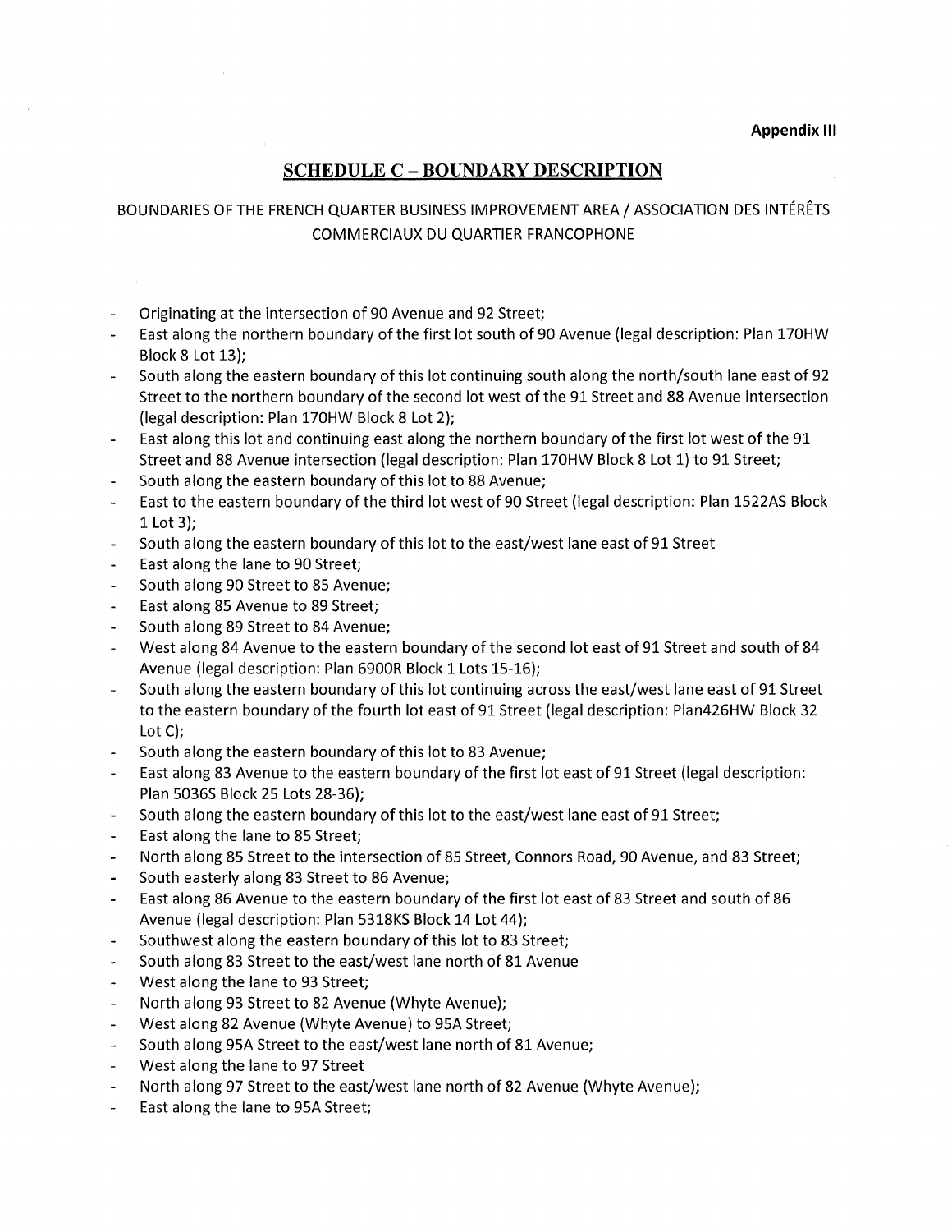**Appendix III**

## SCHEDULE C – BOUNDARY DESCRIPTION

BOUNDARIES OF THE FRENCH QUARTER BUSINESS IMPROVEMENT AREA / ASSOCIATION DES INTÉRÊTS COMMERCIAUX DU QUARTIER FRANCOPHONE

- Originating at the intersection of 90 Avenue and 92 Street;
- East along the northern boundary of the first lot south of 90 Avenue (legal description: Plan 170HW Block 8 Lot 13);
- South along the eastern boundary of this lot continuing south along the north/south lane east of 92 Street to the northern boundary of the second lot west of the 91 Street and 88 Avenue intersection (legal description: Plan 170HW Block 8 Lot 2);
- East along this lot and continuing east along the northern boundary of the first lot west of the 91 Street and 88 Avenue intersection (legal description: Plan 170HW Block 8 Lot 1) to 91 Street;
- South along the eastern boundary of this lot to 88 Avenue;
- East to the eastern boundary of the third lot west of 90 Street (legal description: Plan 1522AS Block 1 Lot 3);
- South along the eastern boundary of this lot to the east/west lane east of 91 Street
- East along the lane to 90 Street;
- South along 90 Street to 85 Avenue;
- East along 85 Avenue to 89 Street;
- South along 89 Street to 84 Avenue;
- West along 84 Avenue to the eastern boundary of the second lot east of 91 Street and south of 84 Avenue (legal description: Plan 6900R Block 1 Lots 15-16);
- South along the eastern boundary of this lot continuing across the east/west lane east of 91 Street to the eastern boundary of the fourth lot east of 91 Street (legal description: Plan426HW Block 32 Lot C);
- South along the eastern boundary of this lot to 83 Avenue;
- East along 83 Avenue to the eastern boundary of the first lot east of 91 Street (legal description: Plan 5036S Block 25 Lots 28-36);
- South along the eastern boundary of this lot to the east/west lane east of 91 Street;
- East along the lane to 85 Street;
- North along 85 Street to the intersection of 85 Street, Connors Road, 90 Avenue, and 83 Street;
- South easterly along 83 Street to 86 Avenue;
- East along 86 Avenue to the eastern boundary of the first lot east of 83 Street and south of 86 Avenue (legal description: Plan 5318KS Block 14 Lot 44);
- Southwest along the eastern boundary of this lot to 83 Street;
- South along 83 Street to the east/west lane north of 81 Avenue
- West along the lane to 93 Street;
- North along 93 Street to 82 Avenue (Whyte Avenue);
- West along 82 Avenue (Whyte Avenue) to 95A Street;
- South along 95A Street to the east/west lane north of 81 Avenue;
- West along the lane to 97 Street
- North along 97 Street to the east/west lane north of 82 Avenue (Whyte Avenue);
- East along the lane to 95A Street;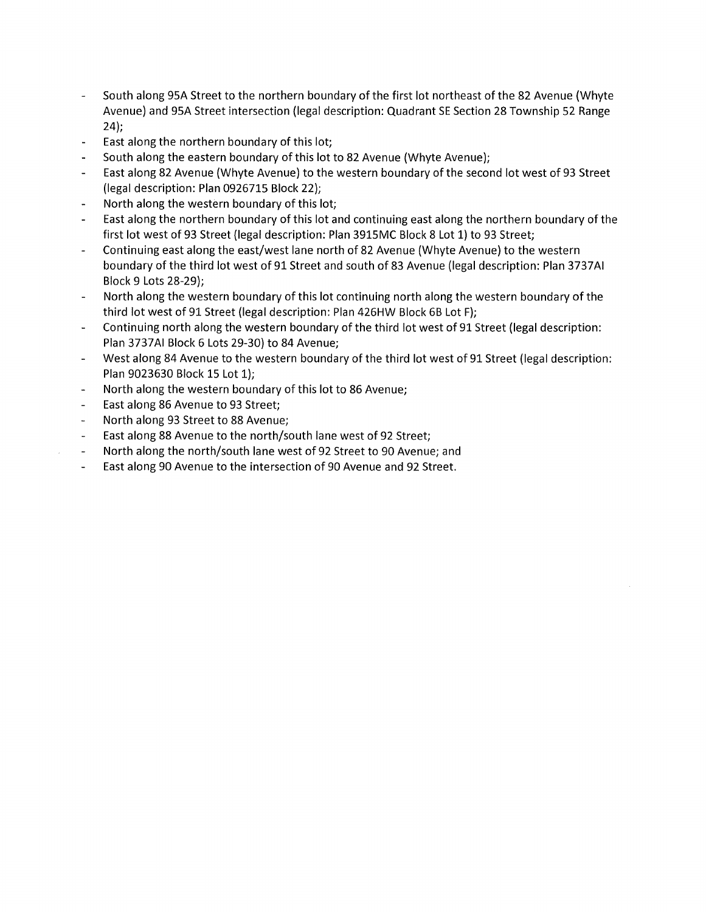- South along 95A Street to the northern boundary of the first lot northeast of the 82 Avenue (Whyte Avenue) and 95A Street intersection (legal description: Quadrant SE Section 28 Township 52 Range 24);
- East along the northern boundary of this lot;
- South along the eastern boundary of this lot to 82 Avenue (Whyte Avenue);
- East along 82 Avenue (Whyte Avenue) to the western boundary of the second lot west of 93 Street (legal description: Plan 0926715 Block 22);
- North along the western boundary of this lot;
- East along the northern boundary of this lot and continuing east along the northern boundary of the first lot west of 93 Street (legal description: Plan 3915MC Block 8 Lot 1) to 93 Street;
- Continuing east along the east/west lane north of 82 Avenue (Whyte Avenue) to the western boundary of the third lot west of 91 Street and south of 83 Avenue (legal description: Plan 3737AI Block 9 Lots 28-29);
- North along the western boundary of this lot continuing north along the western boundary of the third lot west of 91 Street (legal description: Plan 426HW Block 6B Lot F);
- Continuing north along the western boundary of the third lot west of 91 Street (legal description: Plan 3737AI Block 6 Lots 29-30) to 84 Avenue;
- West along 84 Avenue to the western boundary of the third lot west of 91 Street (legal description: Plan 9023630 Block 15 Lot 1);
- North along the western boundary of this lot to 86 Avenue;
- East along 86 Avenue to 93 Street;
- North along 93 Street to 88 Avenue;
- East along 88 Avenue to the north/south lane west of 92 Street;
- North along the north/south lane west of 92 Street to 90 Avenue; and
- East along 90 Avenue to the intersection of 90 Avenue and 92 Street.